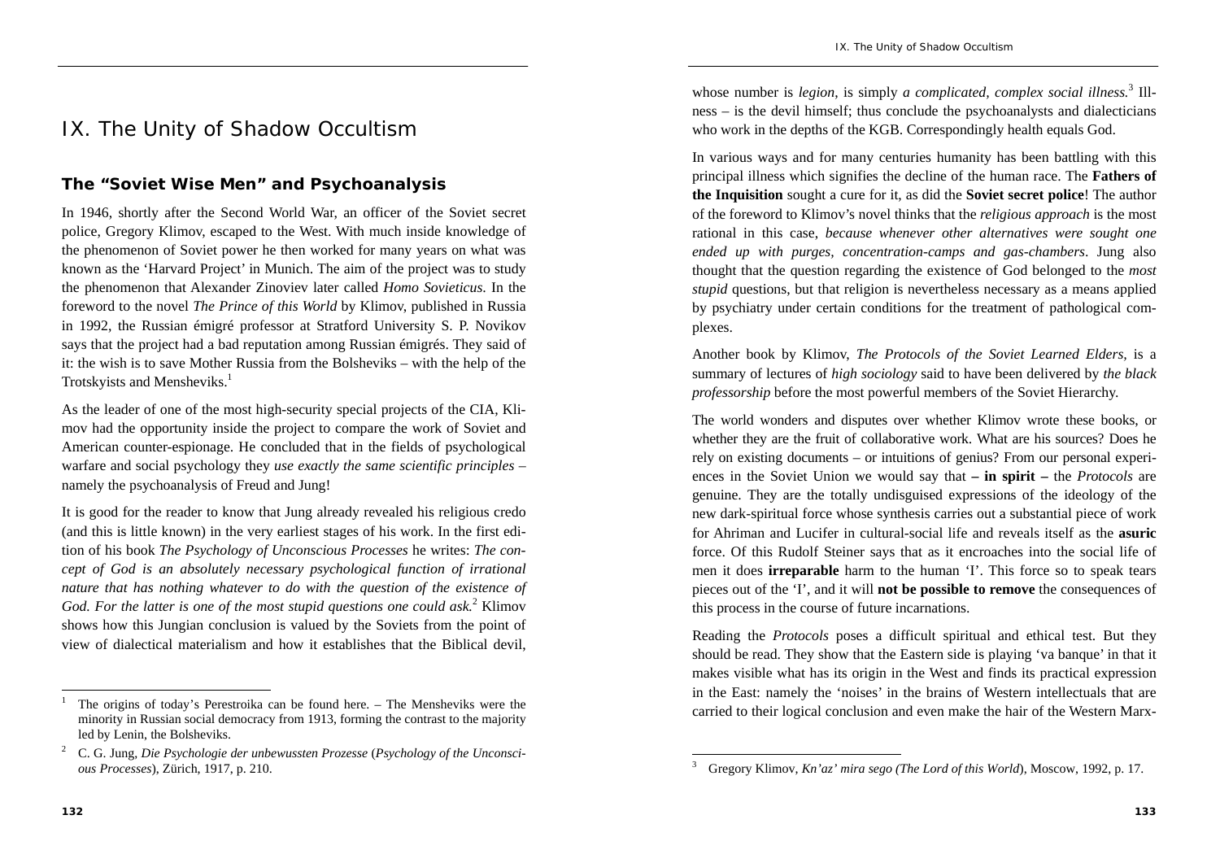# IX. The Unity of Shadow Occultism

## The "Soviet Wise Men" and Psychoanalysis

In 1946, shortly after the Second World War, an officer of the Soviet secret police, Gregory Klimov, escaped to the West. With much inside knowledge of the phenomenon of Soviet power he then worked for many years on what was known as the 'Harvard Project' in Munich. The aim of the project was to study the phenomenon that Alexander Zinoviev later called *Homo Sovieticus*. In the foreword to the novel *The Prince of this World* by Klimov, published in Russia in 1992, the Russian émigré professor at Stratford University S. P. Novikov says that the project had a bad reputation among Russian émigrés. They said of it: the wish is to save Mother Russia from the Bolsheviks – with the help of the Trotskyists and Mensheviks.[1]

As the leader of one of the most high-security special projects of the CIA, Klimov had the opportunity inside the project to compare the work of Soviet and American counter-espionage. He concluded that in the fields of psychological warfare and social psychology they *use exactly the same scientific principles* – namely the psychoanalysis of Freud and Jung!

It is good for the reader to know that Jung already revealed his religious credo (and this is little known) in the very earliest stages of his work. In the first edition of his book *The Psychology of Unconscious Processes* he writes: *The concept of God is an absolutely necessary psychological function of irrational nature that has nothing whatever to do with the question of the existence of God. For the latter is one of the most stupid questions one could ask.*[2] Klimov shows how this Jungian conclusion is valued by the Soviets from the point of view of dialectical materialism and how it establishes that the Biblical devil, whose number is *legion*, is simply *a complicated, complex social illness.*[3] Illness – is the devil himself; thus conclude the psychoanalysts and dialecticians who work in the depths of the KGB. Correspondingly health equals God.

In various ways and for many centuries humanity has been battling with this principal illness which signifies the decline of the human race. The **Fathers of the Inquisition** sought a cure for it, as did the **Soviet secret police**! The author of the foreword to Klimov's novel thinks that the *religious approach* is the most rational in this case, *because whenever other alternatives were sought one ended up with purges, concentration-camps and gas-chambers*. Jung also thought that the question regarding the existence of God belonged to the *most stupid* questions, but that religion is nevertheless necessary as a means applied by psychiatry under certain conditions for the treatment of pathological complexes.

Another book by Klimov, *The Protocols of the Soviet Learned Elders*, is a summary of lectures of *high sociology* said to have been delivered by *the black professorship* before the most powerful members of the Soviet Hierarchy.

The world wonders and disputes over whether Klimov wrote these books, or whether they are the fruit of collaborative work. What are his sources? Does he rely on existing documents – or intuitions of genius? From our personal experiences in the Soviet Union we would say that **– in spirit –** the *Protocols* are genuine. They are the totally undisguised expressions of the ideology of the new dark-spiritual force whose synthesis carries out a substantial piece of work for Ahriman and Lucifer in cultural-social life and reveals itself as the **asuric** force. Of this Rudolf Steiner says that as it encroaches into the social life of men it does **irreparable** harm to the human 'I'. This force so to speak tears pieces out of the 'I', and it will **not be possible to remove** the consequences of this process in the course of future incarnations.

Reading the *Protocols* poses a difficult spiritual and ethical test. But they should be read. They show that the Eastern side is playing 'va banque' in that it makes visible what has its origin in the West and finds its practical expression in the East: namely the 'noises' in the brains of Western intellectuals that are carried to their logical conclusion and even make the hair of the Western Marx-

---

[1] The origins of today's Perestroika can be found here. – The Mensheviks were the minority in Russian social democracy from 1913, forming the contrast to the majority led by Lenin, the Bolsheviks.

[2] C. G. Jung, *Die Psychologie der unbewussten Prozesse* (*Psychology of the Unconscious Processes*), Zürich, 1917, p. 210.

[3] Gregory Klimov, *Kn'az' mira sego (The Lord of this World*), Moscow, 1992, p. 17.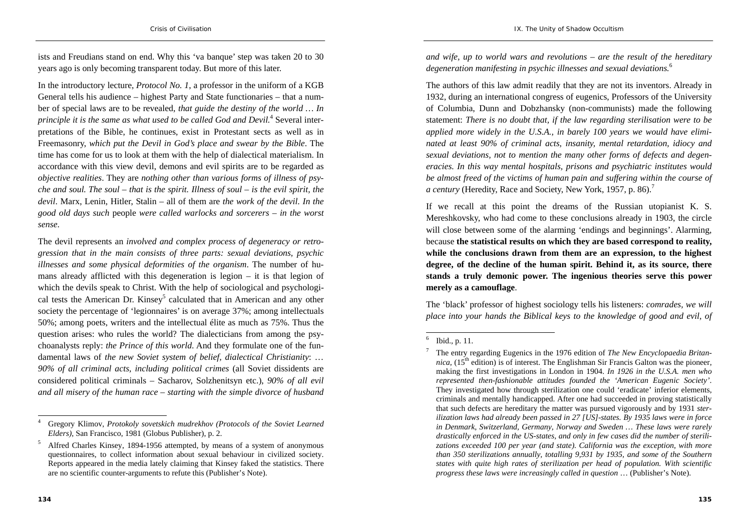ists and Freudians stand on end. Why this 'va banque' step was taken 20 to 30 years ago is only becoming transparent today. But more of this later.

In the introductory lecture, *Protocol No. 1*, a professor in the uniform of a KGB General tells his audience – highest Party and State functionaries – that a number of special laws are to be revealed, *that guide the destiny of the world … In principle it is the same as what used to be called God and Devil.*[4] Several interpretations of the Bible, he continues, exist in Protestant sects as well as in Freemasonry, *which put the Devil in God's place and swear by the Bible*. The time has come for us to look at them with the help of dialectical materialism. In accordance with this view devil, demons and evil spirits are to be regarded as *objective realities*. They are *nothing other than various forms of illness of psyche and soul. The soul – that is the spirit. Illness of soul – is the evil spirit, the devil*. Marx, Lenin, Hitler, Stalin – all of them are *the work of the devil. In the good old days such* people *were called warlocks and sorcerers – in the worst sense.*

The devil represents an *involved and complex process of degeneracy or retrogression that in the main consists of three parts: sexual deviations, psychic illnesses and some physical deformities of the organism*. The number of humans already afflicted with this degeneration is legion – it is that legion of which the devils speak to Christ. With the help of sociological and psychological tests the American Dr. Kinsey[5] calculated that in American and any other society the percentage of 'legionnaires' is on average 37%; among intellectuals 50%; among poets, writers and the intellectual élite as much as 75%. Thus the question arises: who rules the world? The dialecticians from among the psychoanalysts reply: *the Prince of this world*. And they formulate one of the fundamental laws of *the new Soviet system of belief, dialectical Christianity*: … *90% of all criminal acts, including political crimes* (all Soviet dissidents are considered political criminals – Sacharov, Solzhenitsyn etc.), *90% of all evil and all misery of the human race – starting with the simple divorce of husband and wife, up to world wars and revolutions – are the result of the hereditary degeneration manifesting in psychic illnesses and sexual deviations.*[6]

The authors of this law admit readily that they are not its inventors. Already in 1932, during an international congress of eugenics, Professors of the University of Columbia, Dunn and Dobzhansky (non-communists) made the following statement: *There is no doubt that, if the law regarding sterilisation were to be applied more widely in the U.S.A., in barely 100 years we would have eliminated at least 90% of criminal acts, insanity, mental retardation, idiocy and sexual deviations, not to mention the many other forms of defects and degeneracies. In this way mental hospitals, prisons and psychiatric institutes would be almost freed of the victims of human pain and suffering within the course of a century* (Heredity, Race and Society, New York, 1957, p. 86).[7]

If we recall at this point the dreams of the Russian utopianist K. S. Mereshkovsky, who had come to these conclusions already in 1903, the circle will close between some of the alarming 'endings and beginnings'. Alarming, because **the statistical results on which they are based correspond to reality, while the conclusions drawn from them are an expression, to the highest degree, of the decline of the human spirit. Behind it, as its source, there stands a truly demonic power. The ingenious theories serve this power merely as a camouflage**.

The 'black' professor of highest sociology tells his listeners: *comrades, we will place into your hands the Biblical keys to the knowledge of good and evil, of*

---

[4] Gregory Klimov, *Protokoly sovetskich mudrekhov (Protocols of the Soviet Learned Elders)*, San Francisco, 1981 (Globus Publisher), p. 2.

[5] Alfred Charles Kinsey, 1894-1956 attempted, by means of a system of anonymous questionnaires, to collect information about sexual behaviour in civilized society. Reports appeared in the media lately claiming that Kinsey faked the statistics. There are no scientific counter-arguments to refute this (Publisher's Note).

[6] Ibid., p. 11.

[7] The entry regarding Eugenics in the 1976 edition of *The New Encyclopaedia Britannica*, (15th edition) is of interest. The Englishman Sir Francis Galton was the pioneer, making the first investigations in London in 1904. *In 1926 in the U.S.A. men who represented then-fashionable attitudes founded the 'American Eugenic Society'*. They investigated how through sterilization one could 'eradicate' inferior elements, criminals and mentally handicapped. After one had succeeded in proving statistically that such defects are hereditary the matter was pursued vigorously and by 1931 *sterilization laws had already been passed in 27 [US]-states. By 1935 laws were in force in Denmark, Switzerland, Germany, Norway and Sweden … These laws were rarely drastically enforced in the US-states, and only in few cases did the number of sterilizations exceeded 100 per year (and state). California was the exception, with more than 350 sterilizations annually, totalling 9,931 by 1935, and some of the Southern states with quite high rates of sterilization per head of population. With scientific progress these laws were increasingly called in question* … (Publisher's Note).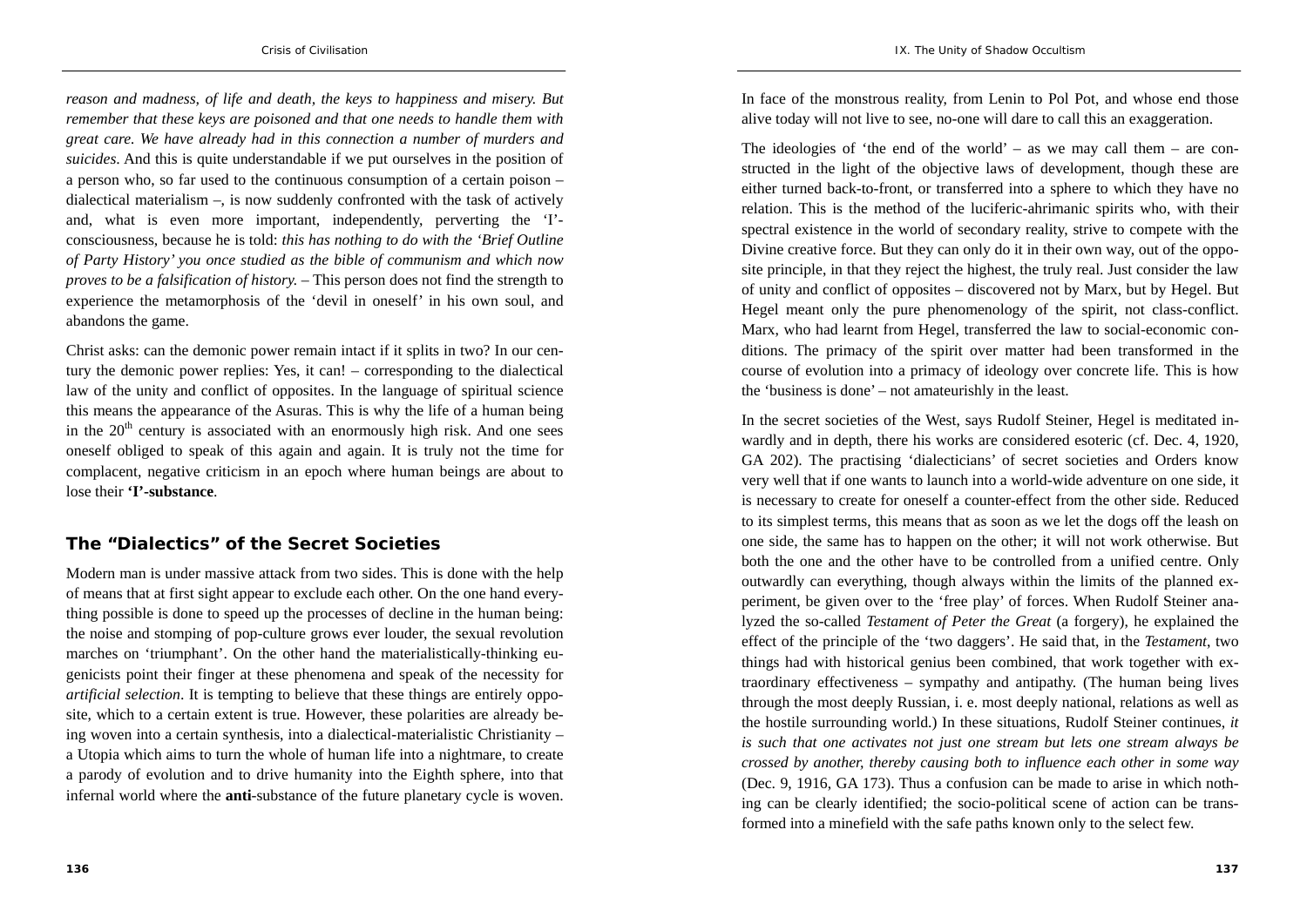*reason and madness, of life and death, the keys to happiness and misery. But remember that these keys are poisoned and that one needs to handle them with great care. We have already had in this connection a number of murders and suicides*. And this is quite understandable if we put ourselves in the position of a person who, so far used to the continuous consumption of a certain poison – dialectical materialism –, is now suddenly confronted with the task of actively and, what is even more important, independently, perverting the 'I'-consciousness, because he is told: *this has nothing to do with the 'Brief Outline of Party History' you once studied as the bible of communism and which now proves to be a falsification of history.* – This person does not find the strength to experience the metamorphosis of the 'devil in oneself' in his own soul, and abandons the game.

Christ asks: can the demonic power remain intact if it splits in two? In our century the demonic power replies: Yes, it can! – corresponding to the dialectical law of the unity and conflict of opposites. In the language of spiritual science this means the appearance of the Asuras. This is why the life of a human being in the 20th century is associated with an enormously high risk. And one sees oneself obliged to speak of this again and again. It is truly not the time for complacent, negative criticism in an epoch where human beings are about to lose their **'I'-substance**.

## The "Dialectics" of the Secret Societies

Modern man is under massive attack from two sides. This is done with the help of means that at first sight appear to exclude each other. On the one hand everything possible is done to speed up the processes of decline in the human being: the noise and stomping of pop-culture grows ever louder, the sexual revolution marches on 'triumphant'. On the other hand the materialistically-thinking eugenicists point their finger at these phenomena and speak of the necessity for *artificial selection*. It is tempting to believe that these things are entirely opposite, which to a certain extent is true. However, these polarities are already being woven into a certain synthesis, into a dialectical-materialistic Christianity – a Utopia which aims to turn the whole of human life into a nightmare, to create a parody of evolution and to drive humanity into the Eighth sphere, into that infernal world where the **anti**-substance of the future planetary cycle is woven. In face of the monstrous reality, from Lenin to Pol Pot, and whose end those alive today will not live to see, no-one will dare to call this an exaggeration.

The ideologies of 'the end of the world' – as we may call them – are constructed in the light of the objective laws of development, though these are either turned back-to-front, or transferred into a sphere to which they have no relation. This is the method of the luciferic-ahrimanic spirits who, with their spectral existence in the world of secondary reality, strive to compete with the Divine creative force. But they can only do it in their own way, out of the opposite principle, in that they reject the highest, the truly real. Just consider the law of unity and conflict of opposites – discovered not by Marx, but by Hegel. But Hegel meant only the pure phenomenology of the spirit, not class-conflict. Marx, who had learnt from Hegel, transferred the law to social-economic conditions. The primacy of the spirit over matter had been transformed in the course of evolution into a primacy of ideology over concrete life. This is how the 'business is done' – not amateurishly in the least.

In the secret societies of the West, says Rudolf Steiner, Hegel is meditated inwardly and in depth, there his works are considered esoteric (cf. Dec. 4, 1920, GA 202). The practising 'dialecticians' of secret societies and Orders know very well that if one wants to launch into a world-wide adventure on one side, it is necessary to create for oneself a counter-effect from the other side. Reduced to its simplest terms, this means that as soon as we let the dogs off the leash on one side, the same has to happen on the other; it will not work otherwise. But both the one and the other have to be controlled from a unified centre. Only outwardly can everything, though always within the limits of the planned experiment, be given over to the 'free play' of forces. When Rudolf Steiner analyzed the so-called *Testament of Peter the Great* (a forgery), he explained the effect of the principle of the 'two daggers'. He said that, in the *Testament*, two things had with historical genius been combined, that work together with extraordinary effectiveness – sympathy and antipathy. (The human being lives through the most deeply Russian, i. e. most deeply national, relations as well as the hostile surrounding world.) In these situations, Rudolf Steiner continues, *it is such that one activates not just one stream but lets one stream always be crossed by another, thereby causing both to influence each other in some way* (Dec. 9, 1916, GA 173). Thus a confusion can be made to arise in which nothing can be clearly identified; the socio-political scene of action can be transformed into a minefield with the safe paths known only to the select few.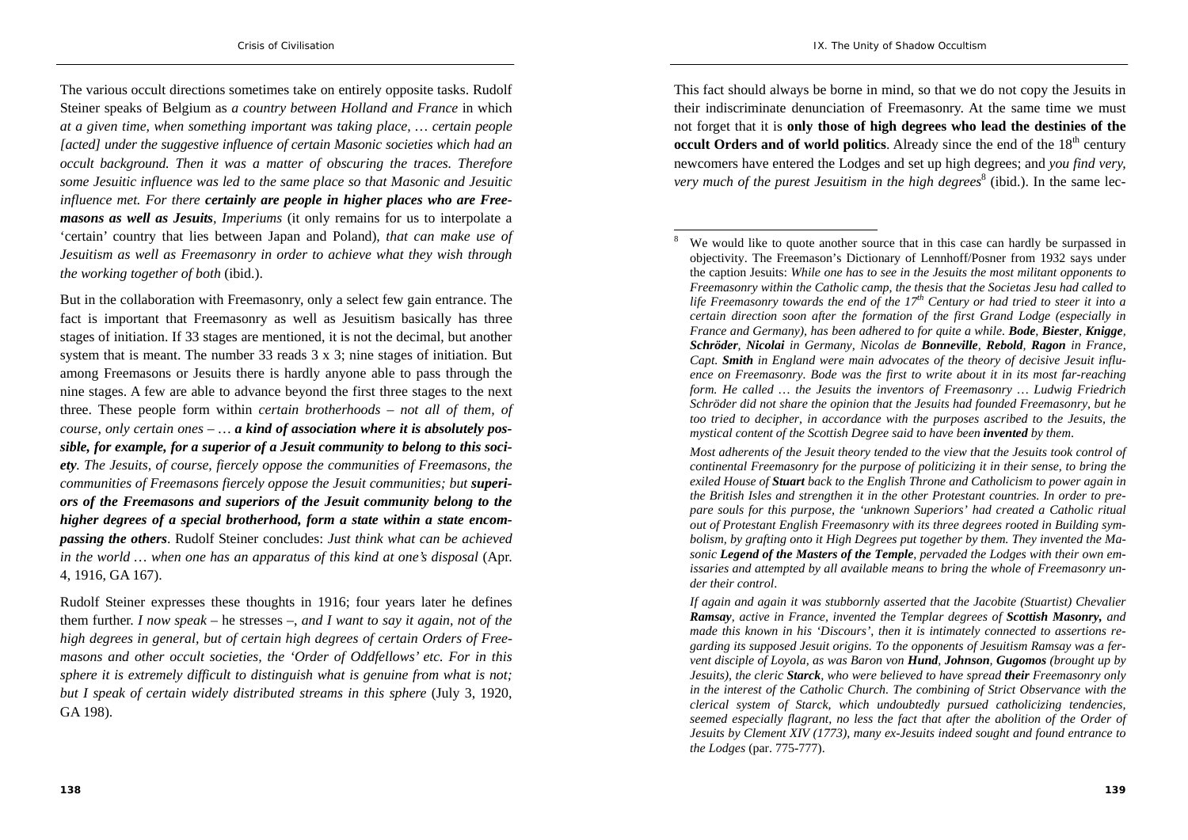The various occult directions sometimes take on entirely opposite tasks. Rudolf Steiner speaks of Belgium as *a country between Holland and France* in which *at a given time, when something important was taking place, … certain people [acted] under the suggestive influence of certain Masonic societies which had an occult background. Then it was a matter of obscuring the traces. Therefore some Jesuitic influence was led to the same place so that Masonic and Jesuitic influence met. For there* ***certainly are people in higher places who are Freemasons as well as Jesuits****, Imperiums* (it only remains for us to interpolate a 'certain' country that lies between Japan and Poland)*, that can make use of Jesuitism as well as Freemasonry in order to achieve what they wish through the working together of both* (ibid.).

But in the collaboration with Freemasonry, only a select few gain entrance. The fact is important that Freemasonry as well as Jesuitism basically has three stages of initiation. If 33 stages are mentioned, it is not the decimal, but another system that is meant. The number 33 reads 3 x 3; nine stages of initiation. But among Freemasons or Jesuits there is hardly anyone able to pass through the nine stages. A few are able to advance beyond the first three stages to the next three. These people form within *certain brotherhoods – not all of them, of course, only certain ones – …* ***a kind of association where it is absolutely possible, for example, for a superior of a Jesuit community to belong to this society****. The Jesuits, of course, fiercely oppose the communities of Freemasons, the communities of Freemasons fiercely oppose the Jesuit communities; but* ***superiors of the Freemasons and superiors of the Jesuit community belong to the higher degrees of a special brotherhood, form a state within a state encompassing the others***. Rudolf Steiner concludes: *Just think what can be achieved in the world … when one has an apparatus of this kind at one's disposal* (Apr. 4, 1916, GA 167).

Rudolf Steiner expresses these thoughts in 1916; four years later he defines them further. *I now speak* – he stresses –, *and I want to say it again, not of the high degrees in general, but of certain high degrees of certain Orders of Freemasons and other occult societies, the 'Order of Oddfellows' etc. For in this sphere it is extremely difficult to distinguish what is genuine from what is not; but I speak of certain widely distributed streams in this sphere* (July 3, 1920, GA 198).

This fact should always be borne in mind, so that we do not copy the Jesuits in their indiscriminate denunciation of Freemasonry. At the same time we must not forget that it is **only those of high degrees who lead the destinies of the occult Orders and of world politics**. Already since the end of the 18th century newcomers have entered the Lodges and set up high degrees; and *you find very, very much of the purest Jesuitism in the high degrees*[8] (ibid.). In the same lec-

---

[8] We would like to quote another source that in this case can hardly be surpassed in objectivity. The Freemason's Dictionary of Lennhoff/Posner from 1932 says under the caption Jesuits: *While one has to see in the Jesuits the most militant opponents to Freemasonry within the Catholic camp, the thesis that the Societas Jesu had called to life Freemasonry towards the end of the 17th Century or had tried to steer it into a certain direction soon after the formation of the first Grand Lodge (especially in France and Germany), has been adhered to for quite a while.* ***Bode****,* ***Biester****,* ***Knigge****,* ***Schröder****,* ***Nicolai*** *in Germany, Nicolas de* ***Bonneville****,* ***Rebold****,* ***Ragon*** *in France, Capt.* ***Smith*** *in England were main advocates of the theory of decisive Jesuit influence on Freemasonry. Bode was the first to write about it in its most far-reaching form. He called … the Jesuits the inventors of Freemasonry … Ludwig Friedrich Schröder did not share the opinion that the Jesuits had founded Freemasonry, but he too tried to decipher, in accordance with the purposes ascribed to the Jesuits, the mystical content of the Scottish Degree said to have been* ***invented*** *by them.*

*Most adherents of the Jesuit theory tended to the view that the Jesuits took control of continental Freemasonry for the purpose of politicizing it in their sense, to bring the exiled House of* ***Stuart*** *back to the English Throne and Catholicism to power again in the British Isles and strengthen it in the other Protestant countries. In order to prepare souls for this purpose, the 'unknown Superiors' had created a Catholic ritual out of Protestant English Freemasonry with its three degrees rooted in Building symbolism, by grafting onto it High Degrees put together by them. They invented the Masonic* ***Legend of the Masters of the Temple****, pervaded the Lodges with their own emissaries and attempted by all available means to bring the whole of Freemasonry under their control.*

*If again and again it was stubbornly asserted that the Jacobite (Stuartist) Chevalier* ***Ramsay****, active in France, invented the Templar degrees of* ***Scottish Masonry,*** *and made this known in his 'Discours', then it is intimately connected to assertions regarding its supposed Jesuit origins. To the opponents of Jesuitism Ramsay was a fervent disciple of Loyola, as was Baron von* ***Hund****,* ***Johnson****,* ***Gugomos*** *(brought up by Jesuits), the cleric* ***Starck****, who were believed to have spread* ***their*** *Freemasonry only in the interest of the Catholic Church. The combining of Strict Observance with the clerical system of Starck, which undoubtedly pursued catholicizing tendencies, seemed especially flagrant, no less the fact that after the abolition of the Order of Jesuits by Clement XIV (1773), many ex-Jesuits indeed sought and found entrance to the Lodges* (par. 775-777).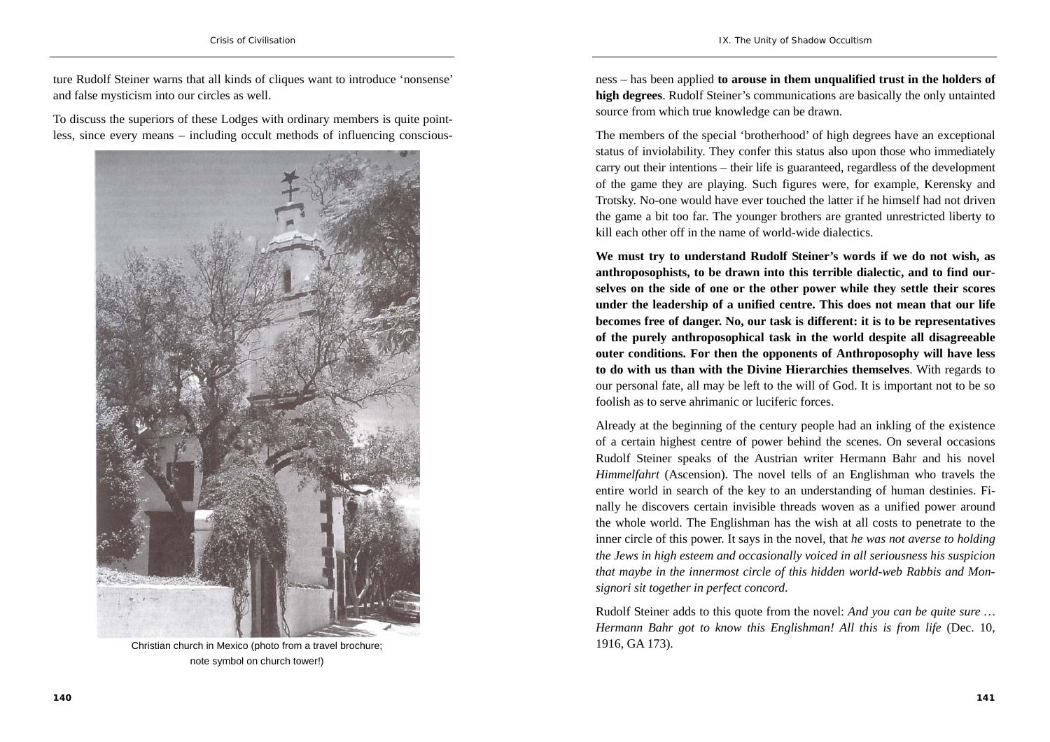ture Rudolf Steiner warns that all kinds of cliques want to introduce 'nonsense' and false mysticism into our circles as well.

To discuss the superiors of these Lodges with ordinary members is quite pointless, since every means – including occult methods of influencing consciousness – has been applied **to arouse in them unqualified trust in the holders of high degrees**. Rudolf Steiner's communications are basically the only untainted source from which true knowledge can be drawn.

Christian church in Mexico (photo from a travel brochure; note symbol on church tower!)

The members of the special 'brotherhood' of high degrees have an exceptional status of inviolability. They confer this status also upon those who immediately carry out their intentions – their life is guaranteed, regardless of the development of the game they are playing. Such figures were, for example, Kerensky and Trotsky. No-one would have ever touched the latter if he himself had not driven the game a bit too far. The younger brothers are granted unrestricted liberty to kill each other off in the name of world-wide dialectics.

**We must try to understand Rudolf Steiner's words if we do not wish, as anthroposophists, to be drawn into this terrible dialectic, and to find ourselves on the side of one or the other power while they settle their scores under the leadership of a unified centre. This does not mean that our life becomes free of danger. No, our task is different: it is to be representatives of the purely anthroposophical task in the world despite all disagreeable outer conditions. For then the opponents of Anthroposophy will have less to do with us than with the Divine Hierarchies themselves**. With regards to our personal fate, all may be left to the will of God. It is important not to be so foolish as to serve ahrimanic or luciferic forces.

Already at the beginning of the century people had an inkling of the existence of a certain highest centre of power behind the scenes. On several occasions Rudolf Steiner speaks of the Austrian writer Hermann Bahr and his novel *Himmelfahrt* (Ascension). The novel tells of an Englishman who travels the entire world in search of the key to an understanding of human destinies. Finally he discovers certain invisible threads woven as a unified power around the whole world. The Englishman has the wish at all costs to penetrate to the inner circle of this power. It says in the novel, that *he was not averse to holding the Jews in high esteem and occasionally voiced in all seriousness his suspicion that maybe in the innermost circle of this hidden world-web Rabbis and Monsignori sit together in perfect concord.*

Rudolf Steiner adds to this quote from the novel: *And you can be quite sure … Hermann Bahr got to know this Englishman! All this is from life* (Dec. 10, 1916, GA 173).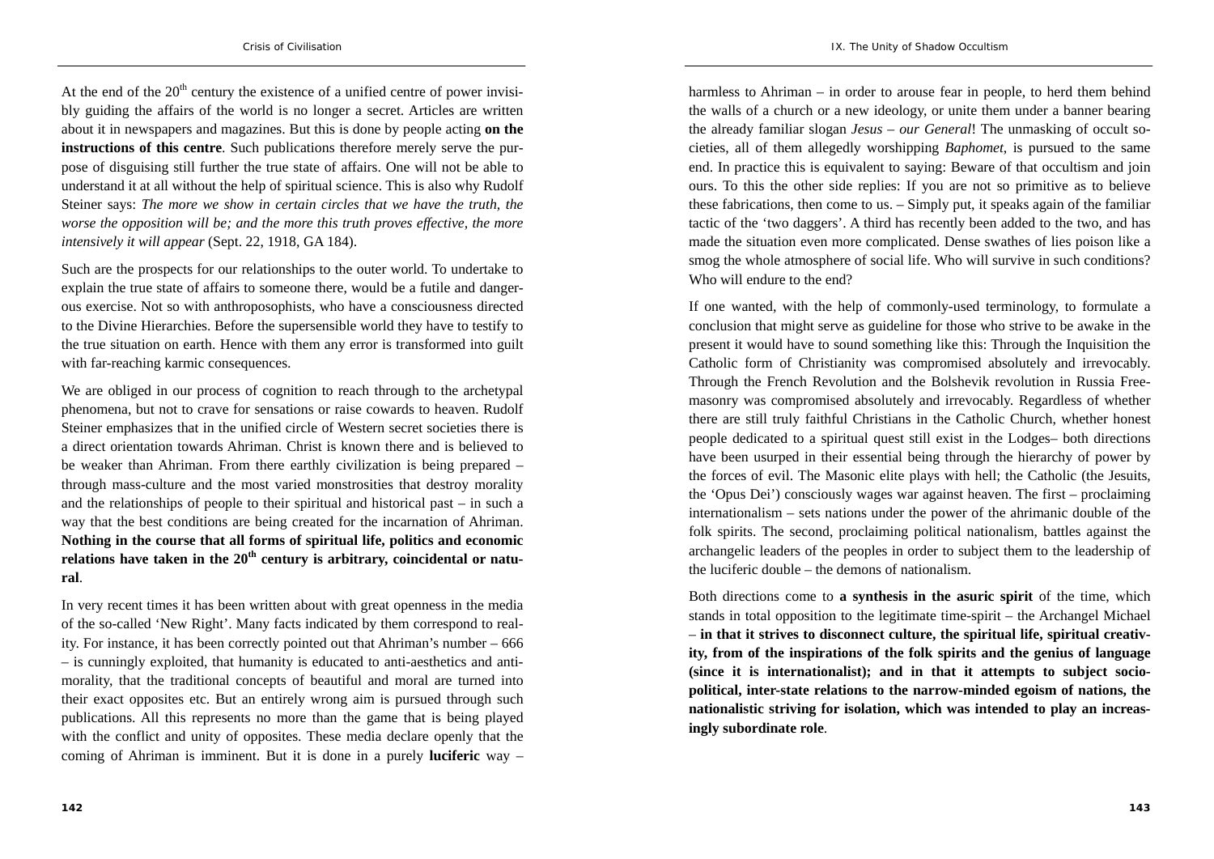At the end of the 20th century the existence of a unified centre of power invisibly guiding the affairs of the world is no longer a secret. Articles are written about it in newspapers and magazines. But this is done by people acting **on the instructions of this centre**. Such publications therefore merely serve the purpose of disguising still further the true state of affairs. One will not be able to understand it at all without the help of spiritual science. This is also why Rudolf Steiner says: *The more we show in certain circles that we have the truth, the worse the opposition will be; and the more this truth proves effective, the more intensively it will appear* (Sept. 22, 1918, GA 184).

Such are the prospects for our relationships to the outer world. To undertake to explain the true state of affairs to someone there, would be a futile and dangerous exercise. Not so with anthroposophists, who have a consciousness directed to the Divine Hierarchies. Before the supersensible world they have to testify to the true situation on earth. Hence with them any error is transformed into guilt with far-reaching karmic consequences.

We are obliged in our process of cognition to reach through to the archetypal phenomena, but not to crave for sensations or raise cowards to heaven. Rudolf Steiner emphasizes that in the unified circle of Western secret societies there is a direct orientation towards Ahriman. Christ is known there and is believed to be weaker than Ahriman. From there earthly civilization is being prepared – through mass-culture and the most varied monstrosities that destroy morality and the relationships of people to their spiritual and historical past – in such a way that the best conditions are being created for the incarnation of Ahriman. **Nothing in the course that all forms of spiritual life, politics and economic relations have taken in the 20th century is arbitrary, coincidental or natural**.

In very recent times it has been written about with great openness in the media of the so-called 'New Right'. Many facts indicated by them correspond to reality. For instance, it has been correctly pointed out that Ahriman's number – 666 – is cunningly exploited, that humanity is educated to anti-aesthetics and anti-morality, that the traditional concepts of beautiful and moral are turned into their exact opposites etc. But an entirely wrong aim is pursued through such publications. All this represents no more than the game that is being played with the conflict and unity of opposites. These media declare openly that the coming of Ahriman is imminent. But it is done in a purely **luciferic** way – harmless to Ahriman – in order to arouse fear in people, to herd them behind the walls of a church or a new ideology, or unite them under a banner bearing the already familiar slogan *Jesus – our General*! The unmasking of occult societies, all of them allegedly worshipping *Baphomet*, is pursued to the same end. In practice this is equivalent to saying: Beware of that occultism and join ours. To this the other side replies: If you are not so primitive as to believe these fabrications, then come to us. – Simply put, it speaks again of the familiar tactic of the 'two daggers'. A third has recently been added to the two, and has made the situation even more complicated. Dense swathes of lies poison like a smog the whole atmosphere of social life. Who will survive in such conditions? Who will endure to the end?

If one wanted, with the help of commonly-used terminology, to formulate a conclusion that might serve as guideline for those who strive to be awake in the present it would have to sound something like this: Through the Inquisition the Catholic form of Christianity was compromised absolutely and irrevocably. Through the French Revolution and the Bolshevik revolution in Russia Freemasonry was compromised absolutely and irrevocably. Regardless of whether there are still truly faithful Christians in the Catholic Church, whether honest people dedicated to a spiritual quest still exist in the Lodges– both directions have been usurped in their essential being through the hierarchy of power by the forces of evil. The Masonic elite plays with hell; the Catholic (the Jesuits, the 'Opus Dei') consciously wages war against heaven. The first – proclaiming internationalism – sets nations under the power of the ahrimanic double of the folk spirits. The second, proclaiming political nationalism, battles against the archangelic leaders of the peoples in order to subject them to the leadership of the luciferic double – the demons of nationalism.

Both directions come to **a synthesis in the asuric spirit** of the time, which stands in total opposition to the legitimate time-spirit – the Archangel Michael – **in that it strives to disconnect culture, the spiritual life, spiritual creativity, from of the inspirations of the folk spirits and the genius of language (since it is internationalist); and in that it attempts to subject socio-political, inter-state relations to the narrow-minded egoism of nations, the nationalistic striving for isolation, which was intended to play an increasingly subordinate role**.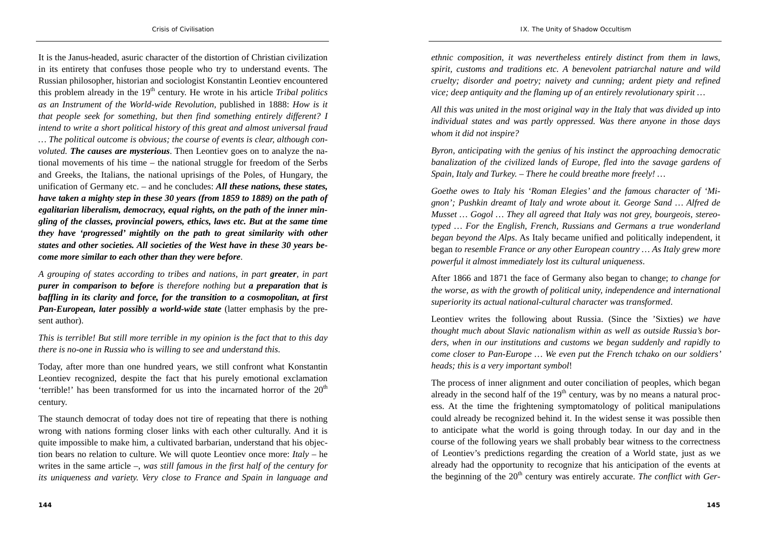It is the Janus-headed, asuric character of the distortion of Christian civilization in its entirety that confuses those people who try to understand events. The Russian philosopher, historian and sociologist Konstantin Leontiev encountered this problem already in the 19th century. He wrote in his article *Tribal politics as an Instrument of the World-wide Revolution*, published in 1888: *How is it that people seek for something, but then find something entirely different? I intend to write a short political history of this great and almost universal fraud … The political outcome is obvious; the course of events is clear, although convoluted. **The causes are mysterious***. Then Leontiev goes on to analyze the national movements of his time – the national struggle for freedom of the Serbs and Greeks, the Italians, the national uprisings of the Poles, of Hungary, the unification of Germany etc. – and he concludes: ***All these nations, these states, have taken a mighty step in these 30 years (from 1859 to 1889) on the path of egalitarian liberalism, democracy, equal rights, on the path of the inner mingling of the classes, provincial powers, ethics, laws etc. But at the same time they have 'progressed' mightily on the path to great similarity with other states and other societies. All societies of the West have in these 30 years become more similar to each other than they were before***.

*A grouping of states according to tribes and nations, in part **greater**, in part **purer in comparison to before** is therefore nothing but **a preparation that is baffling in its clarity and force, for the transition to a cosmopolitan, at first Pan-European, later possibly a world-wide state*** (latter emphasis by the present author).

*This is terrible! But still more terrible in my opinion is the fact that to this day there is no-one in Russia who is willing to see and understand this*.

Today, after more than one hundred years, we still confront what Konstantin Leontiev recognized, despite the fact that his purely emotional exclamation 'terrible!' has been transformed for us into the incarnated horror of the 20th century.

The staunch democrat of today does not tire of repeating that there is nothing wrong with nations forming closer links with each other culturally. And it is quite impossible to make him, a cultivated barbarian, understand that his objection bears no relation to culture. We will quote Leontiev once more: *Italy* – he writes in the same article –, *was still famous in the first half of the century for its uniqueness and variety. Very close to France and Spain in language and ethnic composition, it was nevertheless entirely distinct from them in laws, spirit, customs and traditions etc. A benevolent patriarchal nature and wild cruelty; disorder and poetry; naivety and cunning; ardent piety and refined vice; deep antiquity and the flaming up of an entirely revolutionary spirit …*

*All this was united in the most original way in the Italy that was divided up into individual states and was partly oppressed. Was there anyone in those days whom it did not inspire?*

*Byron, anticipating with the genius of his instinct the approaching democratic banalization of the civilized lands of Europe, fled into the savage gardens of Spain, Italy and Turkey. – There he could breathe more freely! …*

*Goethe owes to Italy his 'Roman Elegies' and the famous character of 'Mignon'; Pushkin dreamt of Italy and wrote about it. George Sand … Alfred de Musset … Gogol … They all agreed that Italy was not grey, bourgeois, stereotyped … For the English, French, Russians and Germans a true wonderland began beyond the Alps*. As Italy became unified and politically independent, it began *to resemble France or any other European country … As Italy grew more powerful it almost immediately lost its cultural uniqueness*.

After 1866 and 1871 the face of Germany also began to change; *to change for the worse, as with the growth of political unity, independence and international superiority its actual national-cultural character was transformed*.

Leontiev writes the following about Russia. (Since the 'Sixties) *we have thought much about Slavic nationalism within as well as outside Russia's borders, when in our institutions and customs we began suddenly and rapidly to come closer to Pan-Europe … We even put the French tchako on our soldiers' heads; this is a very important symbol*!

The process of inner alignment and outer conciliation of peoples, which began already in the second half of the 19th century, was by no means a natural process. At the time the frightening symptomatology of political manipulations could already be recognized behind it. In the widest sense it was possible then to anticipate what the world is going through today. In our day and in the course of the following years we shall probably bear witness to the correctness of Leontiev's predictions regarding the creation of a World state, just as we already had the opportunity to recognize that his anticipation of the events at the beginning of the 20th century was entirely accurate. *The conflict with Ger-*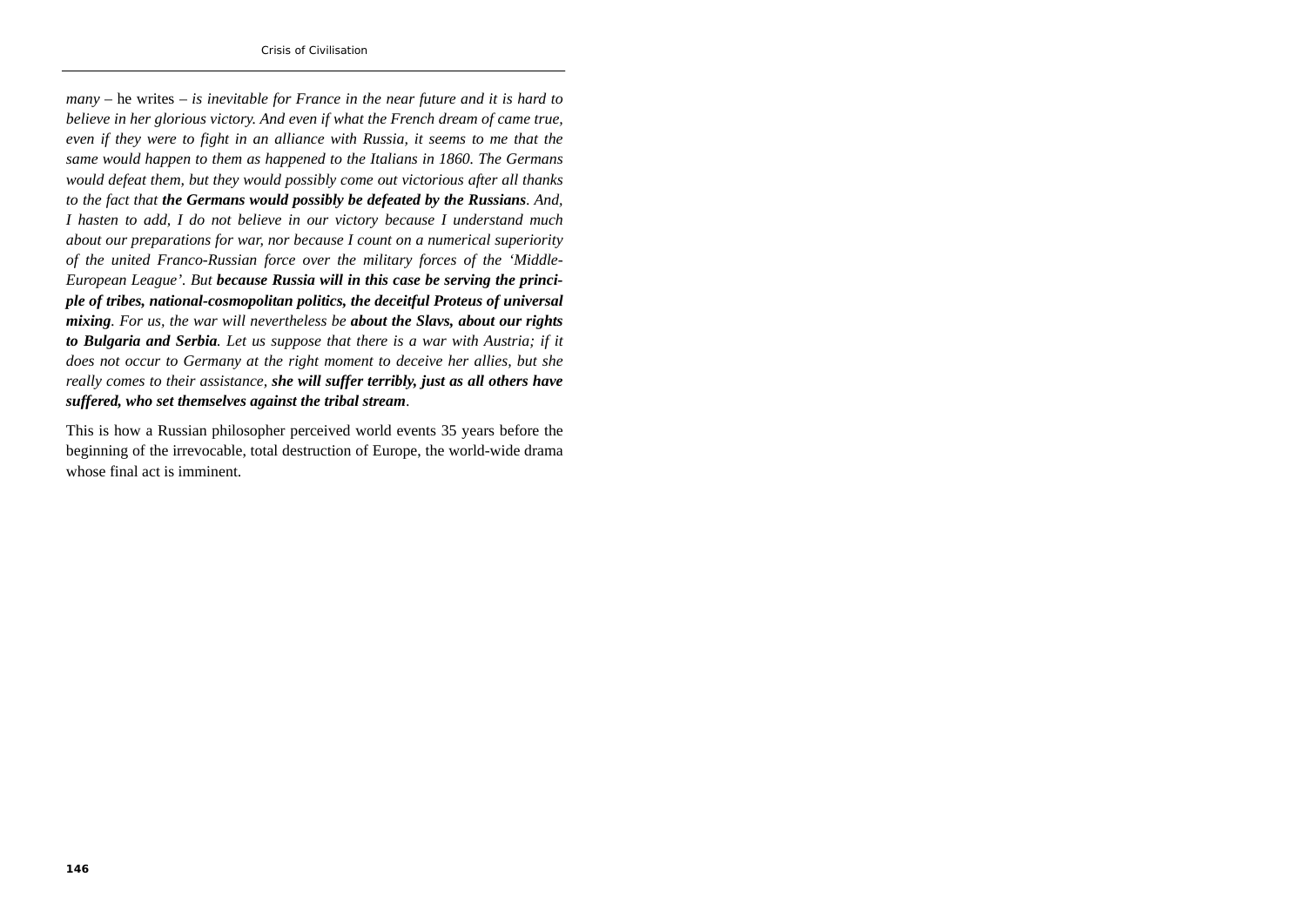*many* – he writes – *is inevitable for France in the near future and it is hard to believe in her glorious victory. And even if what the French dream of came true, even if they were to fight in an alliance with Russia, it seems to me that the same would happen to them as happened to the Italians in 1860. The Germans would defeat them, but they would possibly come out victorious after all thanks to the fact that* ***the Germans would possibly be defeated by the Russians****. And, I hasten to add, I do not believe in our victory because I understand much about our preparations for war, nor because I count on a numerical superiority of the united Franco-Russian force over the military forces of the 'Middle-European League'. But* ***because Russia will in this case be serving the principle of tribes, national-cosmopolitan politics, the deceitful Proteus of universal mixing****. For us, the war will nevertheless be* ***about the Slavs, about our rights to Bulgaria and Serbia****. Let us suppose that there is a war with Austria; if it does not occur to Germany at the right moment to deceive her allies, but she really comes to their assistance,* ***she will suffer terribly, just as all others have suffered, who set themselves against the tribal stream****.*

This is how a Russian philosopher perceived world events 35 years before the beginning of the irrevocable, total destruction of Europe, the world-wide drama whose final act is imminent.